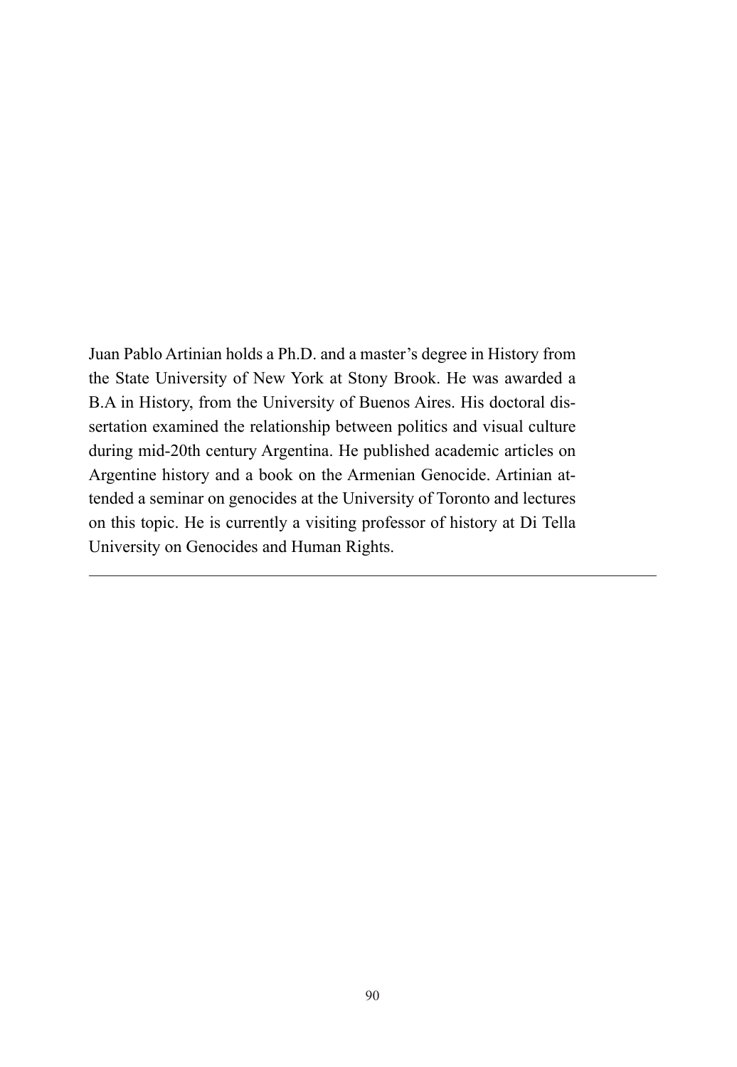Juan Pablo Artinian holds a Ph.D. and a master's degree in History from the State University of New York at Stony Brook. He was awarded a B.A in History, from the University of Buenos Aires. His doctoral dissertation examined the relationship between politics and visual culture during mid-20th century Argentina. He published academic articles on Argentine history and a book on the Armenian Genocide. Artinian attended a seminar on genocides at the University of Toronto and lectures on this topic. He is currently a visiting professor of history at Di Tella University on Genocides and Human Rights.

---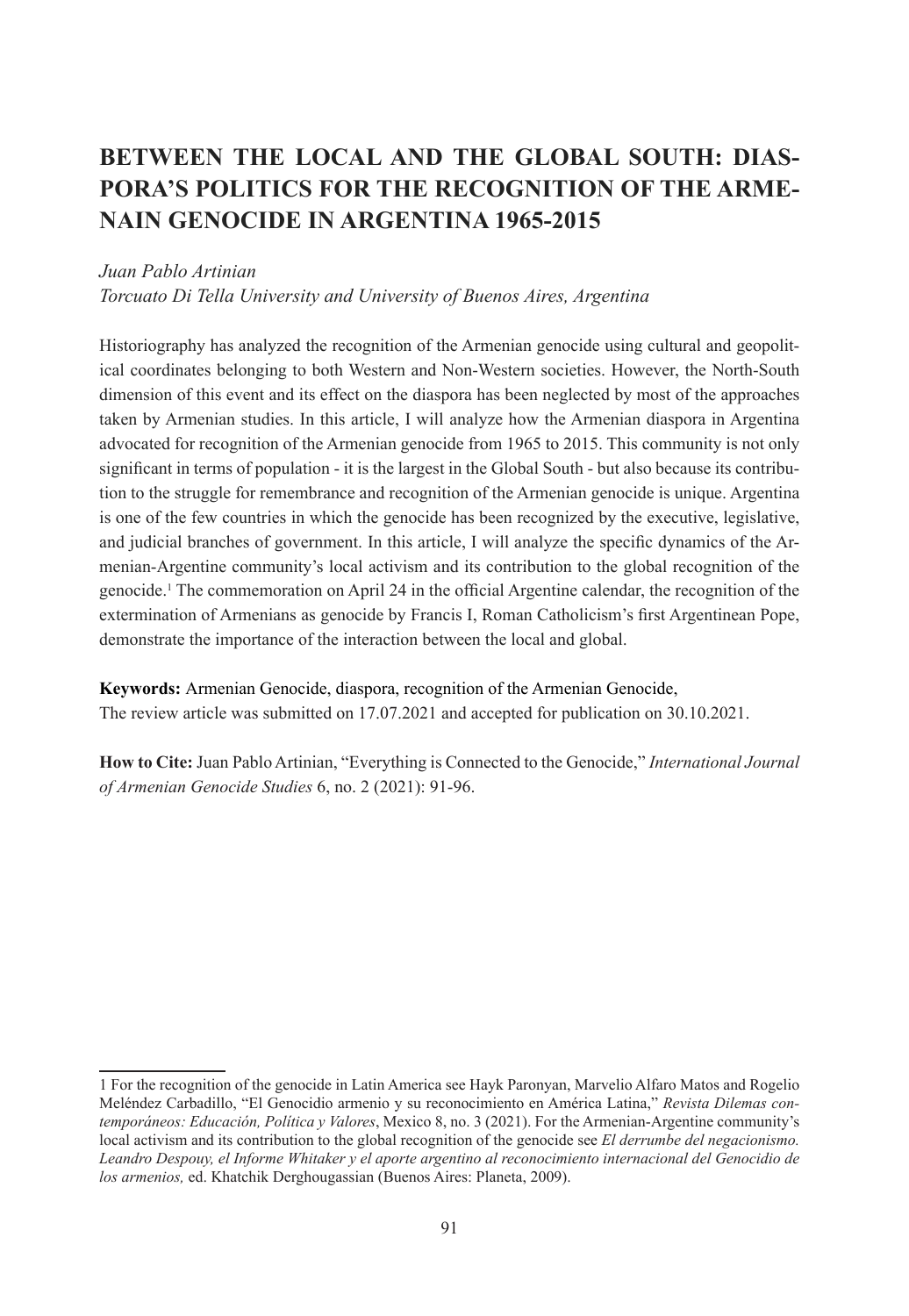# BETWEEN THE LOCAL AND THE GLOBAL SOUTH: DIASPORA'S POLITICS FOR THE RECOGNITION OF THE ARMENAIN GENOCIDE IN ARGENTINA 1965-2015

*Juan Pablo Artinian*
*Torcuato Di Tella University and University of Buenos Aires, Argentina*

Historiography has analyzed the recognition of the Armenian genocide using cultural and geopolitical coordinates belonging to both Western and Non-Western societies. However, the North-South dimension of this event and its effect on the diaspora has been neglected by most of the approaches taken by Armenian studies. In this article, I will analyze how the Armenian diaspora in Argentina advocated for recognition of the Armenian genocide from 1965 to 2015. This community is not only significant in terms of population - it is the largest in the Global South - but also because its contribution to the struggle for remembrance and recognition of the Armenian genocide is unique. Argentina is one of the few countries in which the genocide has been recognized by the executive, legislative, and judicial branches of government. In this article, I will analyze the specific dynamics of the Armenian-Argentine community's local activism and its contribution to the global recognition of the genocide.[1] The commemoration on April 24 in the official Argentine calendar, the recognition of the extermination of Armenians as genocide by Francis I, Roman Catholicism's first Argentinean Pope, demonstrate the importance of the interaction between the local and global.

**Keywords:** Armenian Genocide, diaspora, recognition of the Armenian Genocide,
The review article was submitted on 17.07.2021 and accepted for publication on 30.10.2021.

**How to Cite:** Juan Pablo Artinian, "Everything is Connected to the Genocide," *International Journal of Armenian Genocide Studies* 6, no. 2 (2021): 91-96.

---

1 For the recognition of the genocide in Latin America see Hayk Paronyan, Marvelio Alfaro Matos and Rogelio Meléndez Carbadillo, "El Genocidio armenio y su reconocimiento en América Latina," *Revista Dilemas contemporáneos: Educación, Política y Valores*, Mexico 8, no. 3 (2021). For the Armenian-Argentine community's local activism and its contribution to the global recognition of the genocide see *El derrumbe del negacionismo. Leandro Despouy, el Informe Whitaker y el aporte argentino al reconocimiento internacional del Genocidio de los armenios,* ed. Khatchik Derghougassian (Buenos Aires: Planeta, 2009).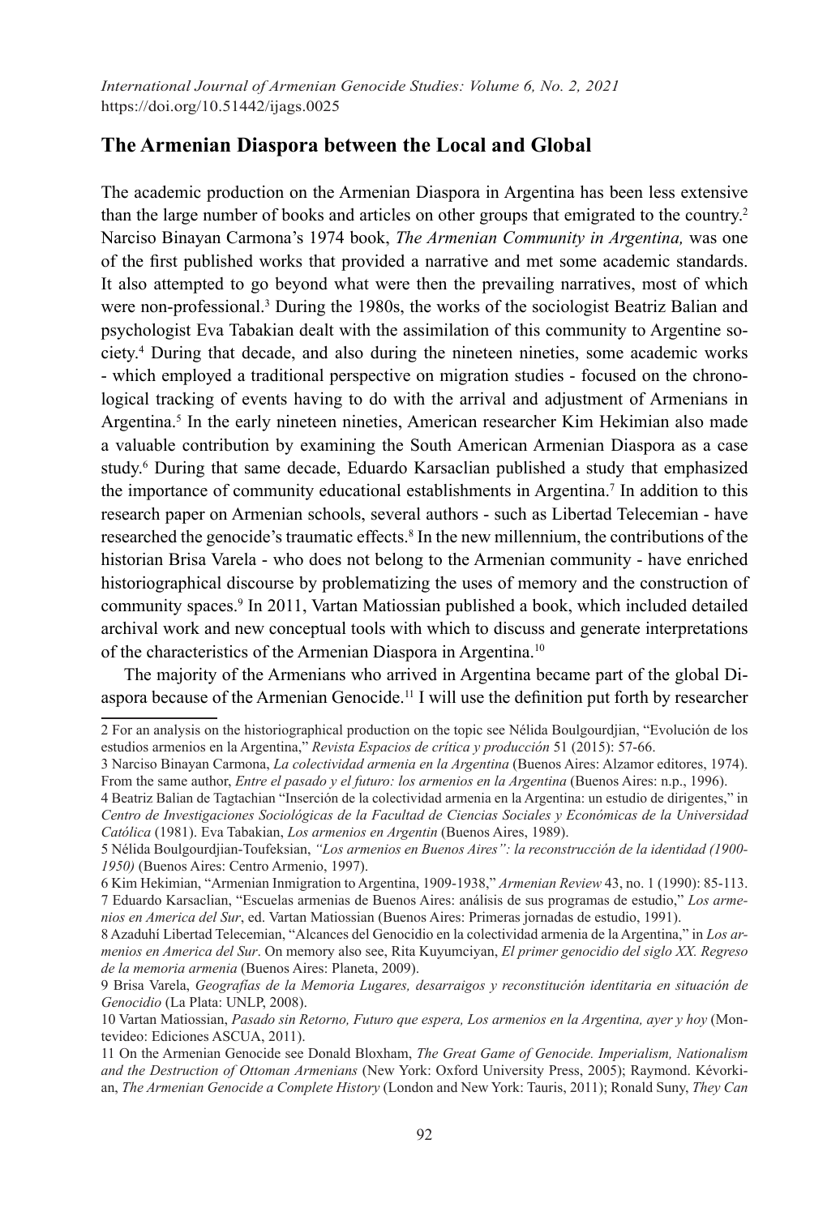## The Armenian Diaspora between the Local and Global

The academic production on the Armenian Diaspora in Argentina has been less extensive than the large number of books and articles on other groups that emigrated to the country.[2] Narciso Binayan Carmona's 1974 book, *The Armenian Community in Argentina,* was one of the first published works that provided a narrative and met some academic standards. It also attempted to go beyond what were then the prevailing narratives, most of which were non-professional.[3] During the 1980s, the works of the sociologist Beatriz Balian and psychologist Eva Tabakian dealt with the assimilation of this community to Argentine society.[4] During that decade, and also during the nineteen nineties, some academic works - which employed a traditional perspective on migration studies - focused on the chronological tracking of events having to do with the arrival and adjustment of Armenians in Argentina.[5] In the early nineteen nineties, American researcher Kim Hekimian also made a valuable contribution by examining the South American Armenian Diaspora as a case study.[6] During that same decade, Eduardo Karsaclian published a study that emphasized the importance of community educational establishments in Argentina.[7] In addition to this research paper on Armenian schools, several authors - such as Libertad Telecemian - have researched the genocide's traumatic effects.[8] In the new millennium, the contributions of the historian Brisa Varela - who does not belong to the Armenian community - have enriched historiographical discourse by problematizing the uses of memory and the construction of community spaces.[9] In 2011, Vartan Matiossian published a book, which included detailed archival work and new conceptual tools with which to discuss and generate interpretations of the characteristics of the Armenian Diaspora in Argentina.[10]

The majority of the Armenians who arrived in Argentina became part of the global Diaspora because of the Armenian Genocide.[11] I will use the definition put forth by researcher

---

2 For an analysis on the historiographical production on the topic see Nélida Boulgourdjian, "Evolución de los estudios armenios en la Argentina," *Revista Espacios de crítica y producción* 51 (2015): 57-66.

3 Narciso Binayan Carmona, *La colectividad armenia en la Argentina* (Buenos Aires: Alzamor editores, 1974). From the same author, *Entre el pasado y el futuro: los armenios en la Argentina* (Buenos Aires: n.p., 1996).

4 Beatriz Balian de Tagtachian "Inserción de la colectividad armenia en la Argentina: un estudio de dirigentes," in *Centro de Investigaciones Sociológicas de la Facultad de Ciencias Sociales y Económicas de la Universidad Católica* (1981). Eva Tabakian, *Los armenios en Argentin* (Buenos Aires, 1989).

5 Nélida Boulgourdjian-Toufeksian, *"Los armenios en Buenos Aires": la reconstrucción de la identidad (1900-1950)* (Buenos Aires: Centro Armenio, 1997).

6 Kim Hekimian, "Armenian Inmigration to Argentina, 1909-1938," *Armenian Review* 43, no. 1 (1990): 85-113.

7 Eduardo Karsaclian, "Escuelas armenias de Buenos Aires: análisis de sus programas de estudio," *Los armenios en America del Sur*, ed. Vartan Matiossian (Buenos Aires: Primeras jornadas de estudio, 1991).

8 Azaduhí Libertad Telecemian, "Alcances del Genocidio en la colectividad armenia de la Argentina," in *Los armenios en America del Sur*. On memory also see, Rita Kuyumciyan, *El primer genocidio del siglo XX. Regreso de la memoria armenia* (Buenos Aires: Planeta, 2009).

9 Brisa Varela, *Geografías de la Memoria Lugares, desarraigos y reconstitución identitaria en situación de Genocidio* (La Plata: UNLP, 2008).

10 Vartan Matiossian, *Pasado sin Retorno, Futuro que espera, Los armenios en la Argentina, ayer y hoy* (Montevideo: Ediciones ASCUA, 2011).

11 On the Armenian Genocide see Donald Bloxham, *The Great Game of Genocide. Imperialism, Nationalism and the Destruction of Ottoman Armenians* (New York: Oxford University Press, 2005); Raymond. Kévorkian, *The Armenian Genocide a Complete History* (London and New York: Tauris, 2011); Ronald Suny, *They Can*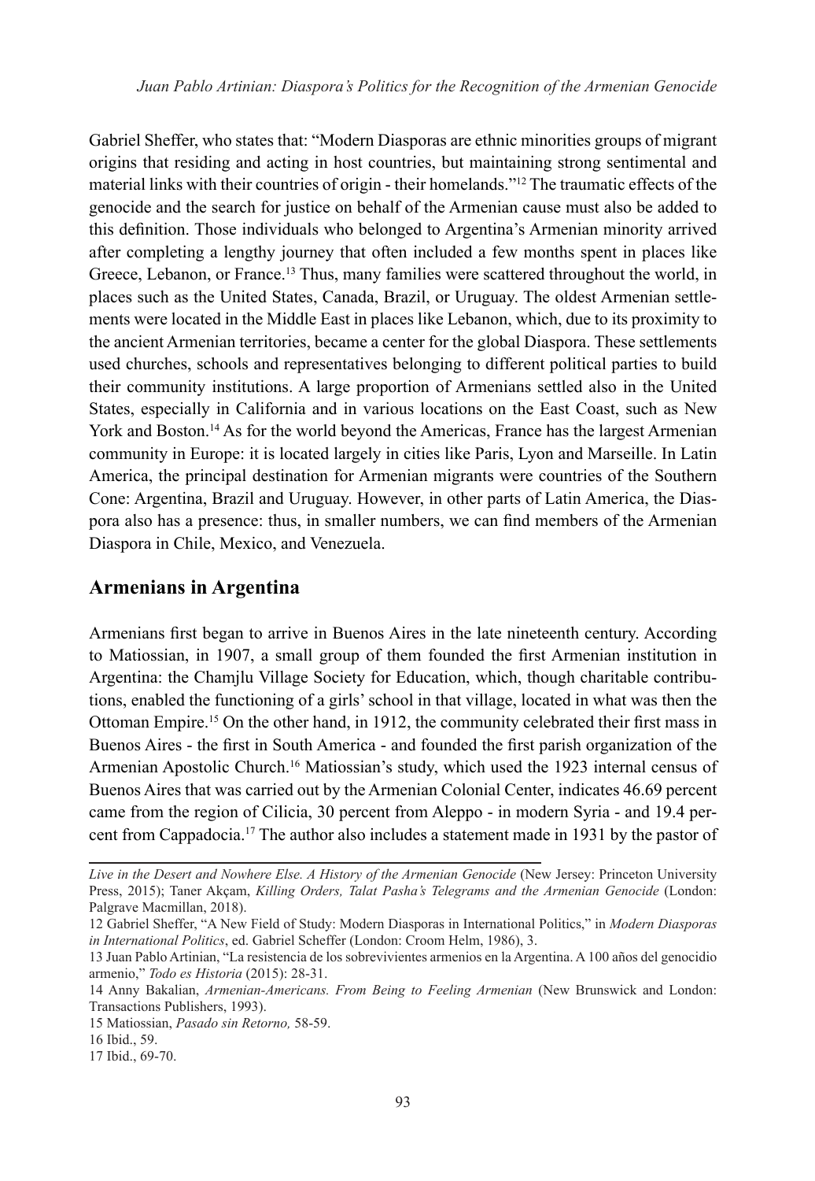Gabriel Sheffer, who states that: "Modern Diasporas are ethnic minorities groups of migrant origins that residing and acting in host countries, but maintaining strong sentimental and material links with their countries of origin - their homelands."[12] The traumatic effects of the genocide and the search for justice on behalf of the Armenian cause must also be added to this definition. Those individuals who belonged to Argentina's Armenian minority arrived after completing a lengthy journey that often included a few months spent in places like Greece, Lebanon, or France.[13] Thus, many families were scattered throughout the world, in places such as the United States, Canada, Brazil, or Uruguay. The oldest Armenian settlements were located in the Middle East in places like Lebanon, which, due to its proximity to the ancient Armenian territories, became a center for the global Diaspora. These settlements used churches, schools and representatives belonging to different political parties to build their community institutions. A large proportion of Armenians settled also in the United States, especially in California and in various locations on the East Coast, such as New York and Boston.[14] As for the world beyond the Americas, France has the largest Armenian community in Europe: it is located largely in cities like Paris, Lyon and Marseille. In Latin America, the principal destination for Armenian migrants were countries of the Southern Cone: Argentina, Brazil and Uruguay. However, in other parts of Latin America, the Diaspora also has a presence: thus, in smaller numbers, we can find members of the Armenian Diaspora in Chile, Mexico, and Venezuela.

## Armenians in Argentina

Armenians first began to arrive in Buenos Aires in the late nineteenth century. According to Matiossian, in 1907, a small group of them founded the first Armenian institution in Argentina: the Chamjlu Village Society for Education, which, though charitable contributions, enabled the functioning of a girls' school in that village, located in what was then the Ottoman Empire.[15] On the other hand, in 1912, the community celebrated their first mass in Buenos Aires - the first in South America - and founded the first parish organization of the Armenian Apostolic Church.[16] Matiossian's study, which used the 1923 internal census of Buenos Aires that was carried out by the Armenian Colonial Center, indicates 46.69 percent came from the region of Cilicia, 30 percent from Aleppo - in modern Syria - and 19.4 percent from Cappadocia.[17] The author also includes a statement made in 1931 by the pastor of

---

*Live in the Desert and Nowhere Else. A History of the Armenian Genocide* (New Jersey: Princeton University Press, 2015); Taner Akçam, *Killing Orders, Talat Pasha's Telegrams and the Armenian Genocide* (London: Palgrave Macmillan, 2018).

12 Gabriel Sheffer, "A New Field of Study: Modern Diasporas in International Politics," in *Modern Diasporas in International Politics*, ed. Gabriel Scheffer (London: Croom Helm, 1986), 3.

13 Juan Pablo Artinian, "La resistencia de los sobrevivientes armenios en la Argentina. A 100 años del genocidio armenio," *Todo es Historia* (2015): 28-31.

14 Anny Bakalian, *Armenian-Americans. From Being to Feeling Armenian* (New Brunswick and London: Transactions Publishers, 1993).

15 Matiossian, *Pasado sin Retorno,* 58-59.

16 Ibid., 59.

17 Ibid., 69-70.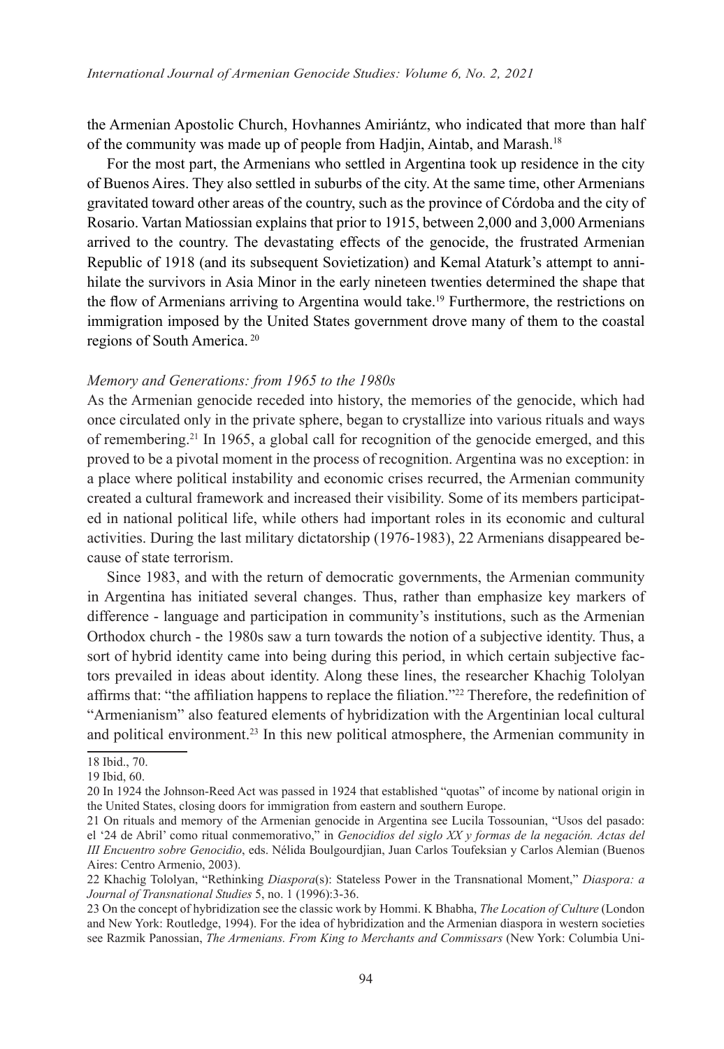the Armenian Apostolic Church, Hovhannes Amiriántz, who indicated that more than half of the community was made up of people from Hadjin, Aintab, and Marash.[18]

For the most part, the Armenians who settled in Argentina took up residence in the city of Buenos Aires. They also settled in suburbs of the city. At the same time, other Armenians gravitated toward other areas of the country, such as the province of Córdoba and the city of Rosario. Vartan Matiossian explains that prior to 1915, between 2,000 and 3,000 Armenians arrived to the country. The devastating effects of the genocide, the frustrated Armenian Republic of 1918 (and its subsequent Sovietization) and Kemal Ataturk's attempt to annihilate the survivors in Asia Minor in the early nineteen twenties determined the shape that the flow of Armenians arriving to Argentina would take.[19] Furthermore, the restrictions on immigration imposed by the United States government drove many of them to the coastal regions of South America.[20]

### *Memory and Generations: from 1965 to the 1980s*

As the Armenian genocide receded into history, the memories of the genocide, which had once circulated only in the private sphere, began to crystallize into various rituals and ways of remembering.[21] In 1965, a global call for recognition of the genocide emerged, and this proved to be a pivotal moment in the process of recognition. Argentina was no exception: in a place where political instability and economic crises recurred, the Armenian community created a cultural framework and increased their visibility. Some of its members participated in national political life, while others had important roles in its economic and cultural activities. During the last military dictatorship (1976-1983), 22 Armenians disappeared because of state terrorism.

Since 1983, and with the return of democratic governments, the Armenian community in Argentina has initiated several changes. Thus, rather than emphasize key markers of difference - language and participation in community's institutions, such as the Armenian Orthodox church - the 1980s saw a turn towards the notion of a subjective identity. Thus, a sort of hybrid identity came into being during this period, in which certain subjective factors prevailed in ideas about identity. Along these lines, the researcher Khachig Tololyan affirms that: "the affiliation happens to replace the filiation."[22] Therefore, the redefinition of "Armenianism" also featured elements of hybridization with the Argentinian local cultural and political environment.[23] In this new political atmosphere, the Armenian community in

---

18 Ibid., 70.

19 Ibid, 60.

20 In 1924 the Johnson-Reed Act was passed in 1924 that established "quotas" of income by national origin in the United States, closing doors for immigration from eastern and southern Europe.

21 On rituals and memory of the Armenian genocide in Argentina see Lucila Tossounian, "Usos del pasado: el '24 de Abril' como ritual conmemorativo," in *Genocidios del siglo XX y formas de la negación. Actas del III Encuentro sobre Genocidio*, eds. Nélida Boulgourdjian, Juan Carlos Toufeksian y Carlos Alemian (Buenos Aires: Centro Armenio, 2003).

22 Khachig Tololyan, "Rethinking *Diaspora*(s): Stateless Power in the Transnational Moment," *Diaspora: a Journal of Transnational Studies* 5, no. 1 (1996):3-36.

23 On the concept of hybridization see the classic work by Hommi. K Bhabha, *The Location of Culture* (London and New York: Routledge, 1994). For the idea of hybridization and the Armenian diaspora in western societies see Razmik Panossian, *The Armenians. From King to Merchants and Commissars* (New York: Columbia Uni-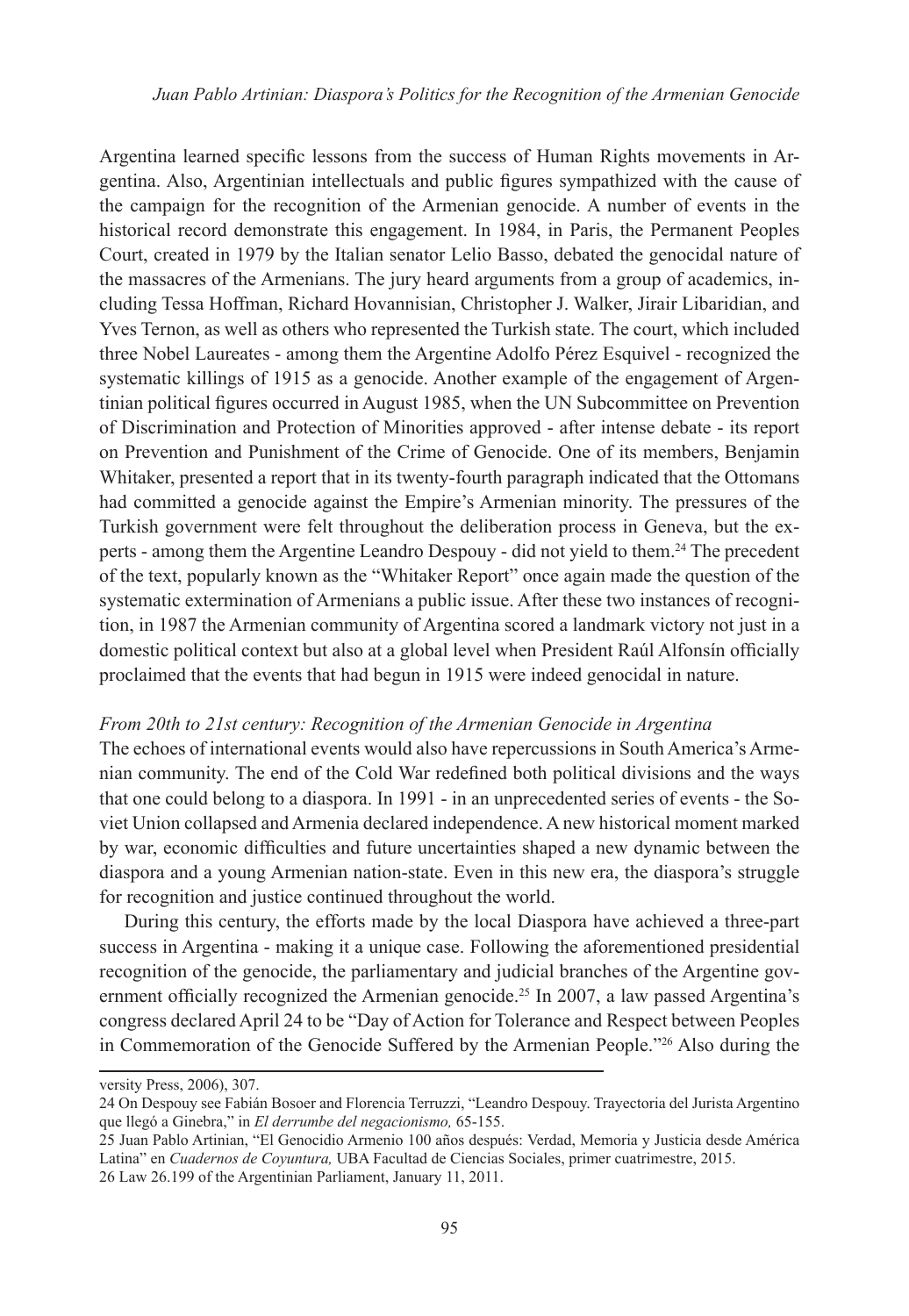Argentina learned specific lessons from the success of Human Rights movements in Argentina. Also, Argentinian intellectuals and public figures sympathized with the cause of the campaign for the recognition of the Armenian genocide. A number of events in the historical record demonstrate this engagement. In 1984, in Paris, the Permanent Peoples Court, created in 1979 by the Italian senator Lelio Basso, debated the genocidal nature of the massacres of the Armenians. The jury heard arguments from a group of academics, including Tessa Hoffman, Richard Hovannisian, Christopher J. Walker, Jirair Libaridian, and Yves Ternon, as well as others who represented the Turkish state. The court, which included three Nobel Laureates - among them the Argentine Adolfo Pérez Esquivel - recognized the systematic killings of 1915 as a genocide. Another example of the engagement of Argentinian political figures occurred in August 1985, when the UN Subcommittee on Prevention of Discrimination and Protection of Minorities approved - after intense debate - its report on Prevention and Punishment of the Crime of Genocide. One of its members, Benjamin Whitaker, presented a report that in its twenty-fourth paragraph indicated that the Ottomans had committed a genocide against the Empire's Armenian minority. The pressures of the Turkish government were felt throughout the deliberation process in Geneva, but the experts - among them the Argentine Leandro Despouy - did not yield to them.[24] The precedent of the text, popularly known as the "Whitaker Report" once again made the question of the systematic extermination of Armenians a public issue. After these two instances of recognition, in 1987 the Armenian community of Argentina scored a landmark victory not just in a domestic political context but also at a global level when President Raúl Alfonsín officially proclaimed that the events that had begun in 1915 were indeed genocidal in nature.

*From 20th to 21st century: Recognition of the Armenian Genocide in Argentina*

The echoes of international events would also have repercussions in South America's Armenian community. The end of the Cold War redefined both political divisions and the ways that one could belong to a diaspora. In 1991 - in an unprecedented series of events - the Soviet Union collapsed and Armenia declared independence. A new historical moment marked by war, economic difficulties and future uncertainties shaped a new dynamic between the diaspora and a young Armenian nation-state. Even in this new era, the diaspora's struggle for recognition and justice continued throughout the world.

During this century, the efforts made by the local Diaspora have achieved a three-part success in Argentina - making it a unique case. Following the aforementioned presidential recognition of the genocide, the parliamentary and judicial branches of the Argentine government officially recognized the Armenian genocide.[25] In 2007, a law passed Argentina's congress declared April 24 to be "Day of Action for Tolerance and Respect between Peoples in Commemoration of the Genocide Suffered by the Armenian People."[26] Also during the

---

versity Press, 2006), 307.

24 On Despouy see Fabián Bosoer and Florencia Terruzzi, "Leandro Despouy. Trayectoria del Jurista Argentino que llegó a Ginebra," in *El derrumbe del negacionismo,* 65-155.

25 Juan Pablo Artinian, "El Genocidio Armenio 100 años después: Verdad, Memoria y Justicia desde América Latina" en *Cuadernos de Coyuntura,* UBA Facultad de Ciencias Sociales, primer cuatrimestre, 2015.

26 Law 26.199 of the Argentinian Parliament, January 11, 2011.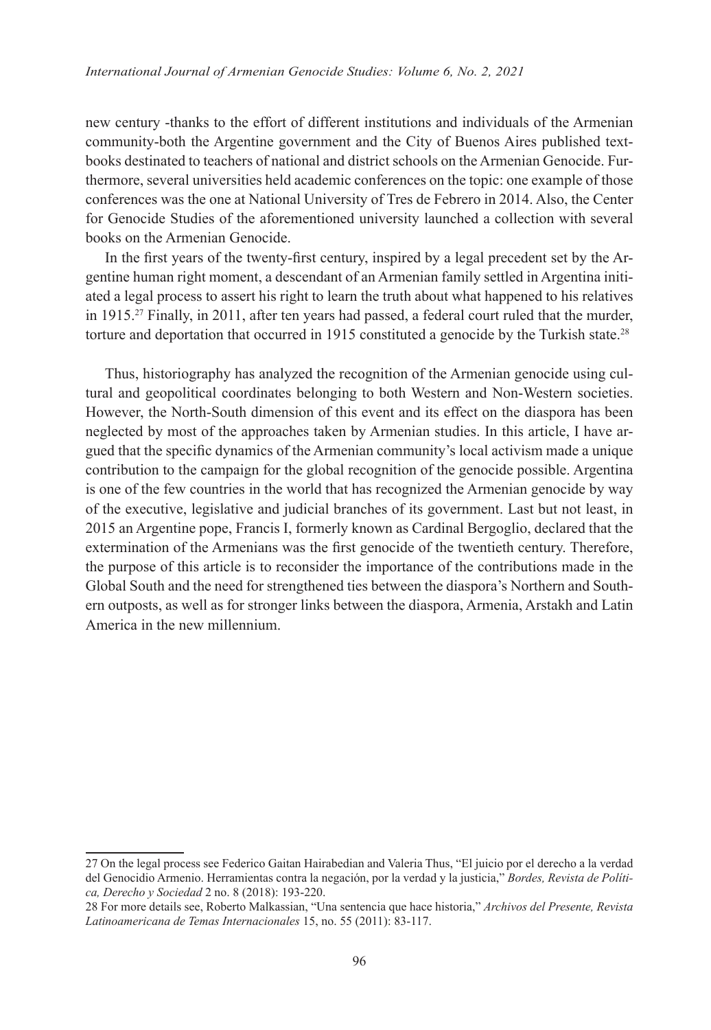new century -thanks to the effort of different institutions and individuals of the Armenian community-both the Argentine government and the City of Buenos Aires published textbooks destinated to teachers of national and district schools on the Armenian Genocide. Furthermore, several universities held academic conferences on the topic: one example of those conferences was the one at National University of Tres de Febrero in 2014. Also, the Center for Genocide Studies of the aforementioned university launched a collection with several books on the Armenian Genocide.

In the first years of the twenty-first century, inspired by a legal precedent set by the Argentine human right moment, a descendant of an Armenian family settled in Argentina initiated a legal process to assert his right to learn the truth about what happened to his relatives in 1915.[27] Finally, in 2011, after ten years had passed, a federal court ruled that the murder, torture and deportation that occurred in 1915 constituted a genocide by the Turkish state.[28]

Thus, historiography has analyzed the recognition of the Armenian genocide using cultural and geopolitical coordinates belonging to both Western and Non-Western societies. However, the North-South dimension of this event and its effect on the diaspora has been neglected by most of the approaches taken by Armenian studies. In this article, I have argued that the specific dynamics of the Armenian community's local activism made a unique contribution to the campaign for the global recognition of the genocide possible. Argentina is one of the few countries in the world that has recognized the Armenian genocide by way of the executive, legislative and judicial branches of its government. Last but not least, in 2015 an Argentine pope, Francis I, formerly known as Cardinal Bergoglio, declared that the extermination of the Armenians was the first genocide of the twentieth century. Therefore, the purpose of this article is to reconsider the importance of the contributions made in the Global South and the need for strengthened ties between the diaspora's Northern and Southern outposts, as well as for stronger links between the diaspora, Armenia, Arstakh and Latin America in the new millennium.

---

27 On the legal process see Federico Gaitan Hairabedian and Valeria Thus, "El juicio por el derecho a la verdad del Genocidio Armenio. Herramientas contra la negación, por la verdad y la justicia," *Bordes, Revista de Política, Derecho y Sociedad* 2 no. 8 (2018): 193-220.

28 For more details see, Roberto Malkassian, "Una sentencia que hace historia," *Archivos del Presente, Revista Latinoamericana de Temas Internacionales* 15, no. 55 (2011): 83-117.